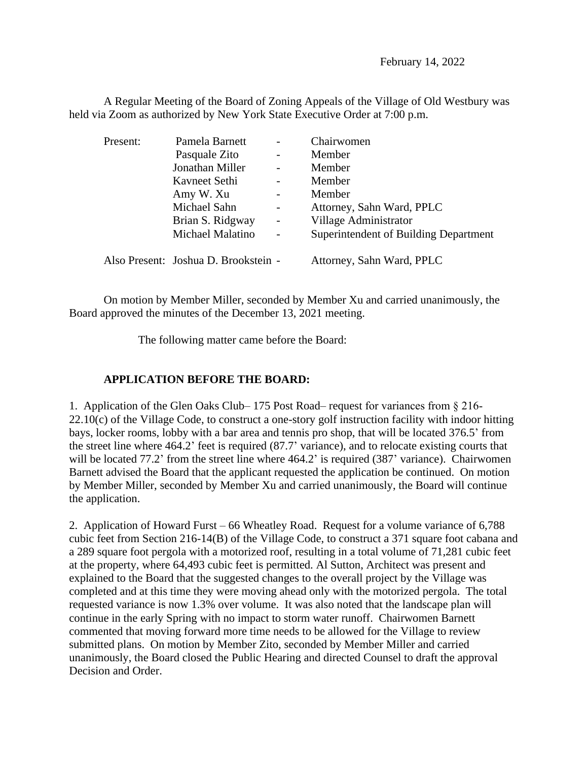February 14, 2022

A Regular Meeting of the Board of Zoning Appeals of the Village of Old Westbury was held via Zoom as authorized by New York State Executive Order at 7:00 p.m.

| Present: | Pamela Barnett | - | Chairwomen |
|---|---|---|---|
| | Pasquale Zito | - | Member |
| | Jonathan Miller | - | Member |
| | Kavneet Sethi | - | Member |
| | Amy W. Xu | - | Member |
| | Michael Sahn | - | Attorney, Sahn Ward, PPLC |
| | Brian S. Ridgway | - | Village Administrator |
| | Michael Malatino | - | Superintendent of Building Department |
| Also Present: | Joshua D. Brookstein | - | Attorney, Sahn Ward, PPLC |

On motion by Member Miller, seconded by Member Xu and carried unanimously, the Board approved the minutes of the December 13, 2021 meeting.

The following matter came before the Board:

**APPLICATION BEFORE THE BOARD:**

1. Application of the Glen Oaks Club– 175 Post Road– request for variances from § 216-22.10(c) of the Village Code, to construct a one-story golf instruction facility with indoor hitting bays, locker rooms, lobby with a bar area and tennis pro shop, that will be located 376.5' from the street line where 464.2' feet is required (87.7' variance), and to relocate existing courts that will be located 77.2' from the street line where 464.2' is required (387' variance). Chairwomen Barnett advised the Board that the applicant requested the application be continued. On motion by Member Miller, seconded by Member Xu and carried unanimously, the Board will continue the application.

2. Application of Howard Furst – 66 Wheatley Road. Request for a volume variance of 6,788 cubic feet from Section 216-14(B) of the Village Code, to construct a 371 square foot cabana and a 289 square foot pergola with a motorized roof, resulting in a total volume of 71,281 cubic feet at the property, where 64,493 cubic feet is permitted. Al Sutton, Architect was present and explained to the Board that the suggested changes to the overall project by the Village was completed and at this time they were moving ahead only with the motorized pergola. The total requested variance is now 1.3% over volume. It was also noted that the landscape plan will continue in the early Spring with no impact to storm water runoff. Chairwomen Barnett commented that moving forward more time needs to be allowed for the Village to review submitted plans. On motion by Member Zito, seconded by Member Miller and carried unanimously, the Board closed the Public Hearing and directed Counsel to draft the approval Decision and Order.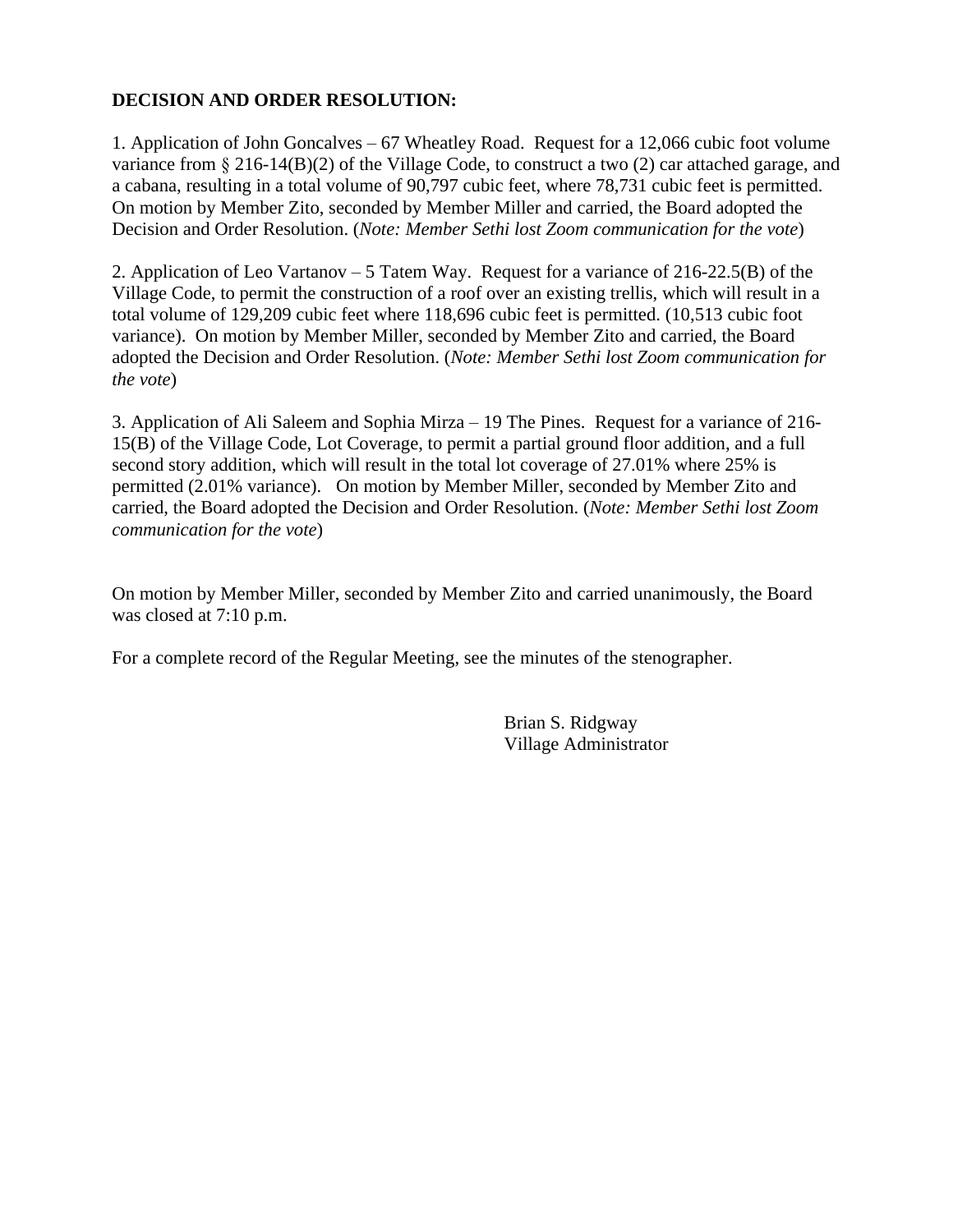**DECISION AND ORDER RESOLUTION:**

1. Application of John Goncalves – 67 Wheatley Road. Request for a 12,066 cubic foot volume variance from § 216-14(B)(2) of the Village Code, to construct a two (2) car attached garage, and a cabana, resulting in a total volume of 90,797 cubic feet, where 78,731 cubic feet is permitted. On motion by Member Zito, seconded by Member Miller and carried, the Board adopted the Decision and Order Resolution. (*Note: Member Sethi lost Zoom communication for the vote*)

2. Application of Leo Vartanov – 5 Tatem Way. Request for a variance of 216-22.5(B) of the Village Code, to permit the construction of a roof over an existing trellis, which will result in a total volume of 129,209 cubic feet where 118,696 cubic feet is permitted. (10,513 cubic foot variance). On motion by Member Miller, seconded by Member Zito and carried, the Board adopted the Decision and Order Resolution. (*Note: Member Sethi lost Zoom communication for the vote*)

3. Application of Ali Saleem and Sophia Mirza – 19 The Pines. Request for a variance of 216-15(B) of the Village Code, Lot Coverage, to permit a partial ground floor addition, and a full second story addition, which will result in the total lot coverage of 27.01% where 25% is permitted (2.01% variance). On motion by Member Miller, seconded by Member Zito and carried, the Board adopted the Decision and Order Resolution. (*Note: Member Sethi lost Zoom communication for the vote*)

On motion by Member Miller, seconded by Member Zito and carried unanimously, the Board was closed at 7:10 p.m.

For a complete record of the Regular Meeting, see the minutes of the stenographer.

Brian S. Ridgway
Village Administrator